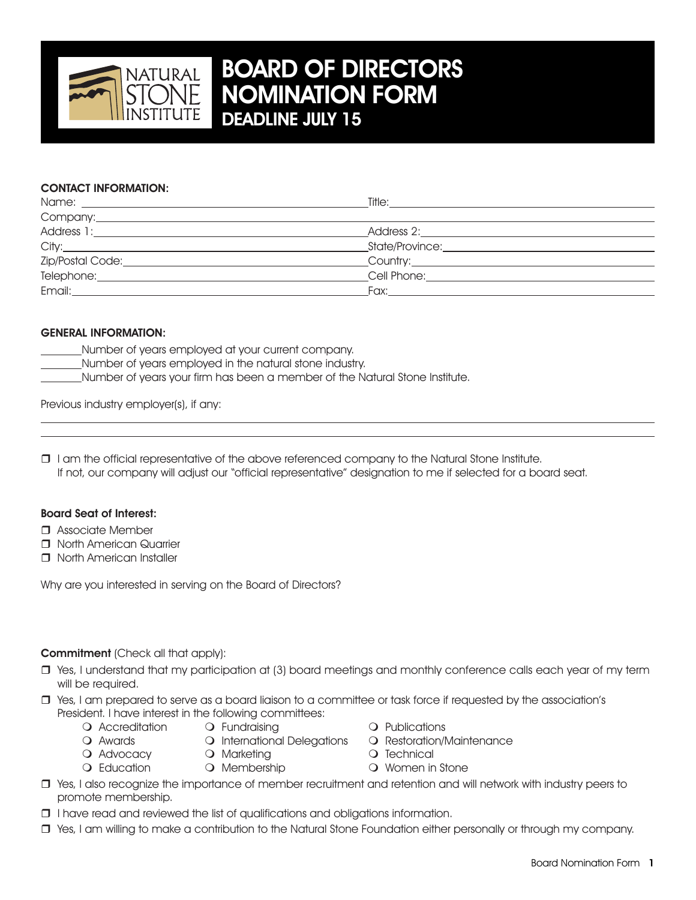# BOARD OF DIRECTORS NOMINATION FORM

## DEADLINE JULY 15

**CONTACT INFORMATION:**

Name: ______________________ Title: ______________________

Company: ______________________

Address 1: ______________________ Address 2: ______________________

City: ______________________ State/Province: ______________________

Zip/Postal Code: ______________________ Country: ______________________

Telephone: ______________________ Cell Phone: ______________________

Email: ______________________ Fax: ______________________

**GENERAL INFORMATION:**

________Number of years employed at your current company.

________Number of years employed in the natural stone industry.

________Number of years your firm has been a member of the Natural Stone Institute.

Previous industry employer(s), if any:

______________________________________________

______________________________________________

❒ I am the official representative of the above referenced company to the Natural Stone Institute. If not, our company will adjust our "official representative" designation to me if selected for a board seat.

**Board Seat of Interest:**

❒ Associate Member
❒ North American Quarrier
❒ North American Installer

Why are you interested in serving on the Board of Directors?

**Commitment** (Check all that apply):

❒ Yes, I understand that my participation at (3) board meetings and monthly conference calls each year of my term will be required.

❒ Yes, I am prepared to serve as a board liaison to a committee or task force if requested by the association's President. I have interest in the following committees:

- ❍ Accreditation
- ❍ Awards
- ❍ Advocacy
- ❍ Education
- ❍ Fundraising
- ❍ International Delegations
- ❍ Marketing
- ❍ Membership
- ❍ Publications
- ❍ Restoration/Maintenance
- ❍ Technical
- ❍ Women in Stone

❒ Yes, I also recognize the importance of member recruitment and retention and will network with industry peers to promote membership.

❒ I have read and reviewed the list of qualifications and obligations information.

❒ Yes, I am willing to make a contribution to the Natural Stone Foundation either personally or through my company.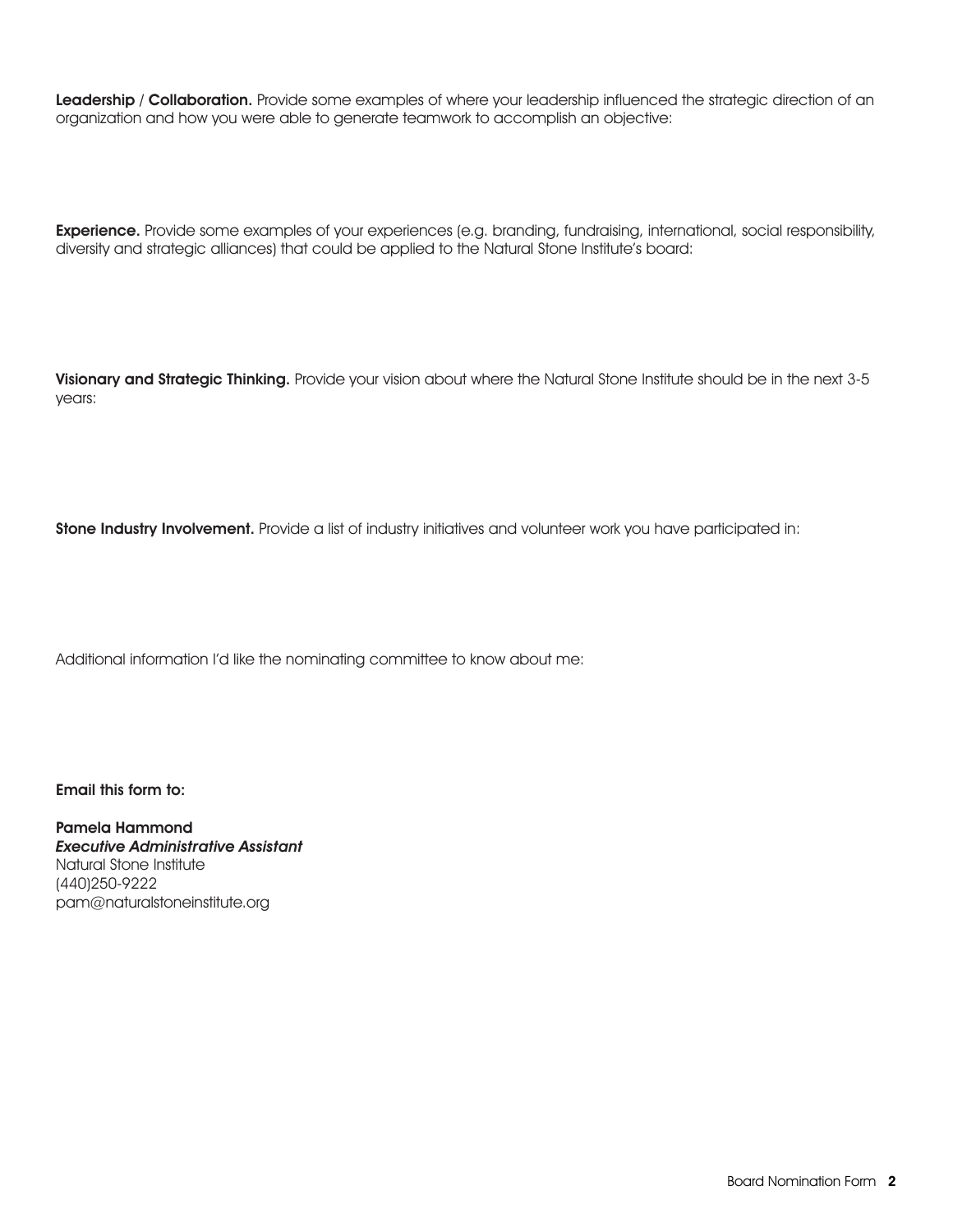**Leadership / Collaboration.** Provide some examples of where your leadership influenced the strategic direction of an organization and how you were able to generate teamwork to accomplish an objective:

**Experience.** Provide some examples of your experiences (e.g. branding, fundraising, international, social responsibility, diversity and strategic alliances) that could be applied to the Natural Stone Institute's board:

**Visionary and Strategic Thinking.** Provide your vision about where the Natural Stone Institute should be in the next 3-5 years:

**Stone Industry Involvement.** Provide a list of industry initiatives and volunteer work you have participated in:

Additional information I'd like the nominating committee to know about me:

**Email this form to:**

**Pamela Hammond**
***Executive Administrative Assistant***
Natural Stone Institute
(440)250-9222
pam@naturalstoneinstitute.org